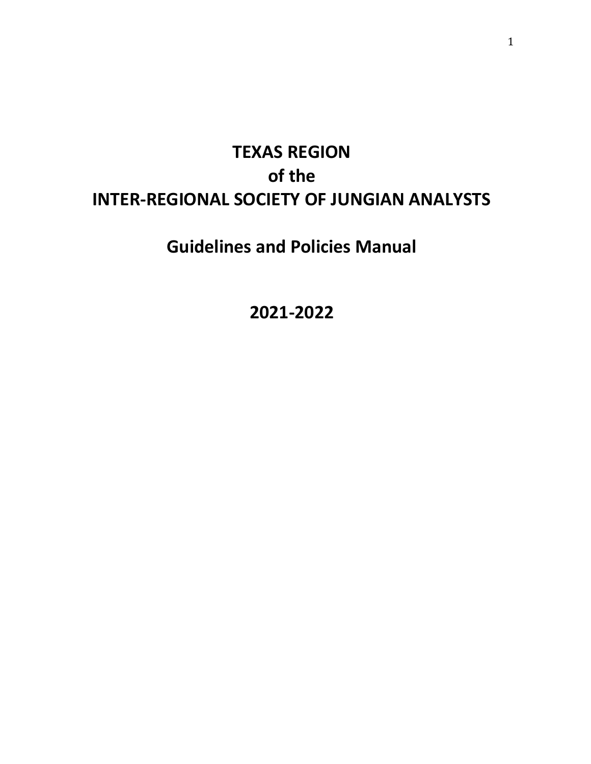# TEXAS REGION
# of the
# INTER-REGIONAL SOCIETY OF JUNGIAN ANALYSTS

## Guidelines and Policies Manual

## 2021-2022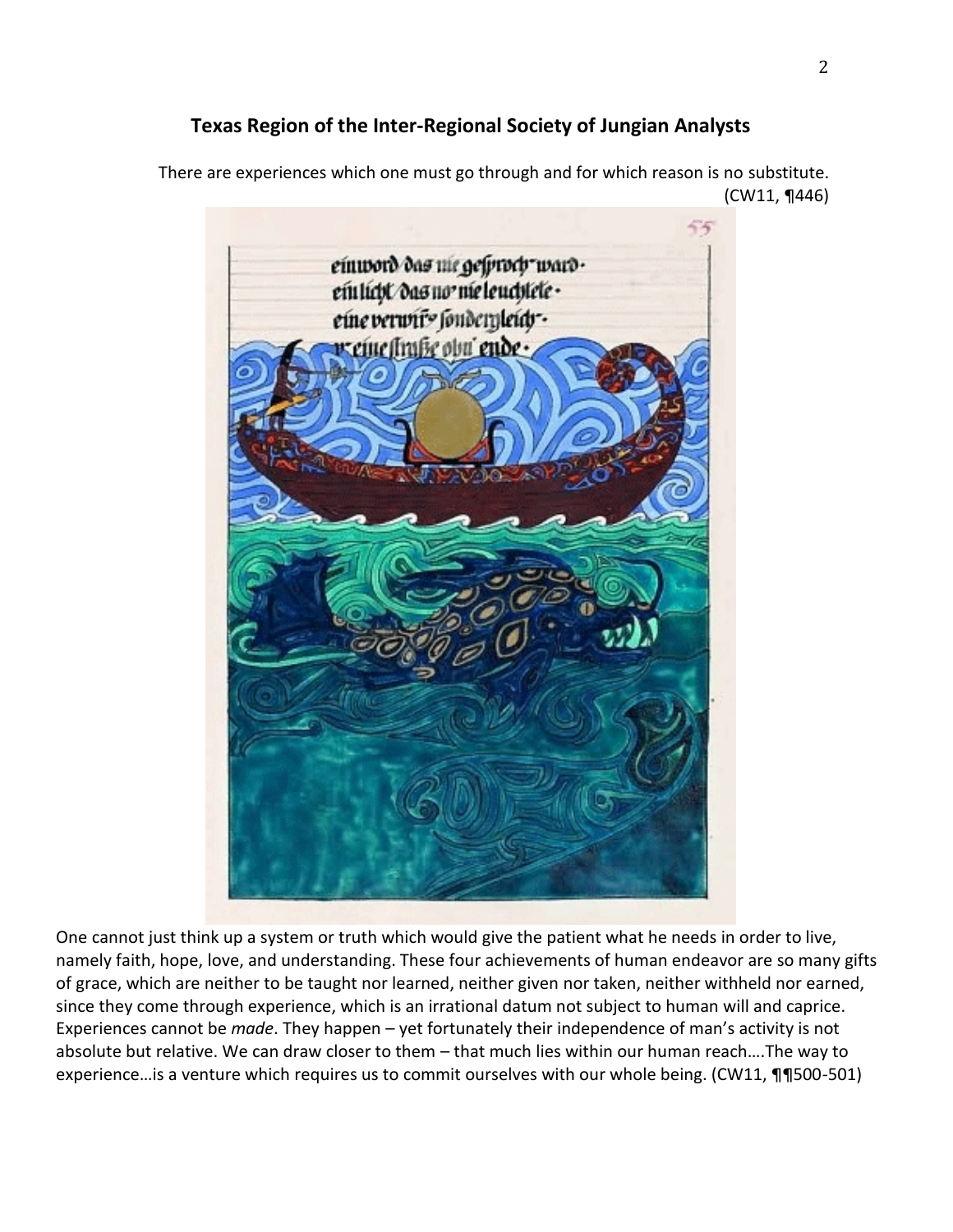## Texas Region of the Inter-Regional Society of Jungian Analysts

There are experiences which one must go through and for which reason is no substitute. (CW11, ¶446)

One cannot just think up a system or truth which would give the patient what he needs in order to live, namely faith, hope, love, and understanding. These four achievements of human endeavor are so many gifts of grace, which are neither to be taught nor learned, neither given nor taken, neither withheld nor earned, since they come through experience, which is an irrational datum not subject to human will and caprice. Experiences cannot be *made*. They happen – yet fortunately their independence of man's activity is not absolute but relative. We can draw closer to them – that much lies within our human reach….The way to experience…is a venture which requires us to commit ourselves with our whole being. (CW11, ¶¶500-501)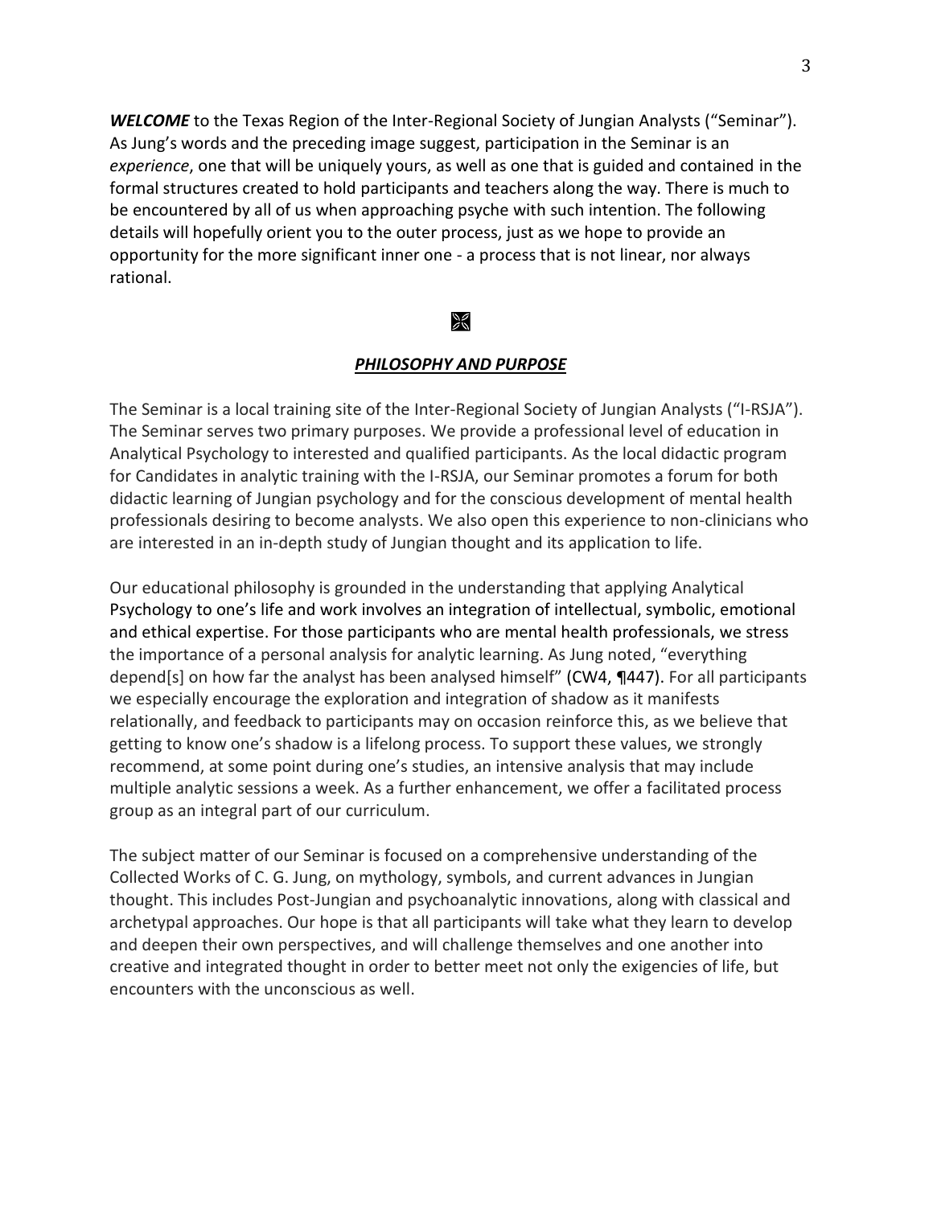***WELCOME*** to the Texas Region of the Inter-Regional Society of Jungian Analysts ("Seminar"). As Jung's words and the preceding image suggest, participation in the Seminar is an *experience*, one that will be uniquely yours, as well as one that is guided and contained in the formal structures created to hold participants and teachers along the way. There is much to be encountered by all of us when approaching psyche with such intention. The following details will hopefully orient you to the outer process, just as we hope to provide an opportunity for the more significant inner one - a process that is not linear, nor always rational.

## ***PHILOSOPHY AND PURPOSE***

The Seminar is a local training site of the Inter-Regional Society of Jungian Analysts ("I-RSJA"). The Seminar serves two primary purposes. We provide a professional level of education in Analytical Psychology to interested and qualified participants. As the local didactic program for Candidates in analytic training with the I-RSJA, our Seminar promotes a forum for both didactic learning of Jungian psychology and for the conscious development of mental health professionals desiring to become analysts. We also open this experience to non-clinicians who are interested in an in-depth study of Jungian thought and its application to life.

Our educational philosophy is grounded in the understanding that applying Analytical Psychology to one's life and work involves an integration of intellectual, symbolic, emotional and ethical expertise. For those participants who are mental health professionals, we stress the importance of a personal analysis for analytic learning. As Jung noted, "everything depend[s] on how far the analyst has been analysed himself" (CW4, ¶447). For all participants we especially encourage the exploration and integration of shadow as it manifests relationally, and feedback to participants may on occasion reinforce this, as we believe that getting to know one's shadow is a lifelong process. To support these values, we strongly recommend, at some point during one's studies, an intensive analysis that may include multiple analytic sessions a week. As a further enhancement, we offer a facilitated process group as an integral part of our curriculum.

The subject matter of our Seminar is focused on a comprehensive understanding of the Collected Works of C. G. Jung, on mythology, symbols, and current advances in Jungian thought. This includes Post-Jungian and psychoanalytic innovations, along with classical and archetypal approaches. Our hope is that all participants will take what they learn to develop and deepen their own perspectives, and will challenge themselves and one another into creative and integrated thought in order to better meet not only the exigencies of life, but encounters with the unconscious as well.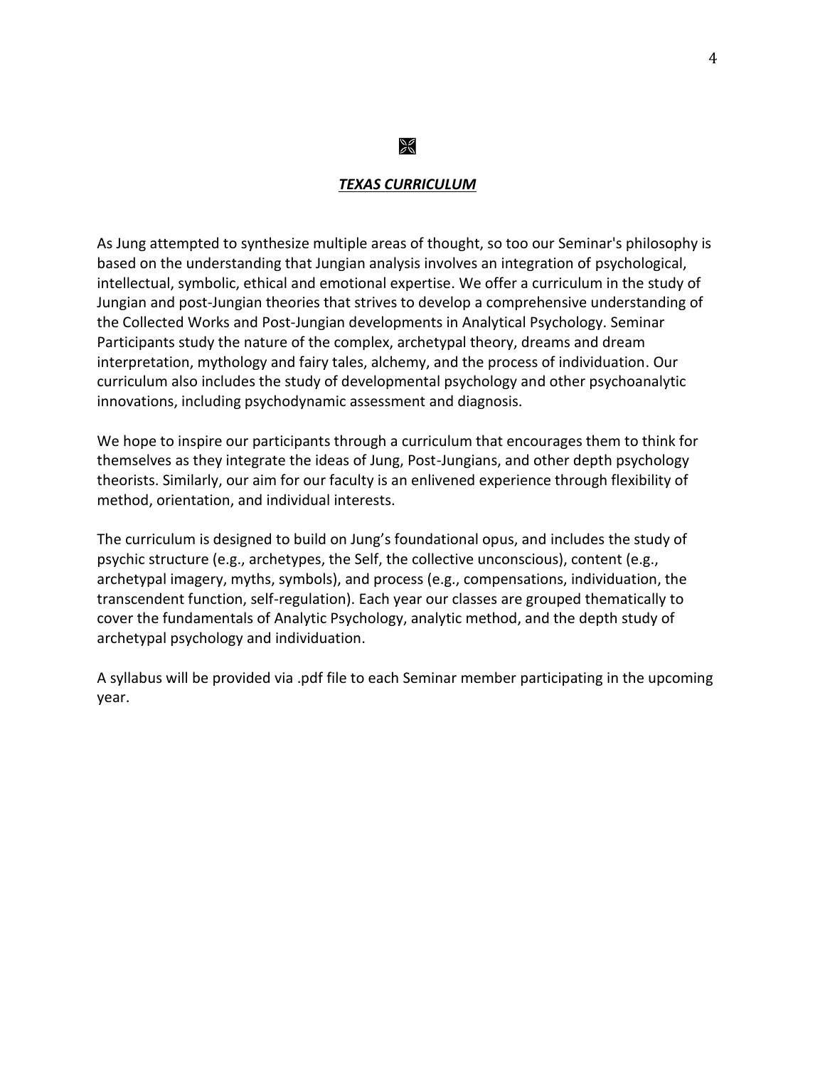## ***TEXAS CURRICULUM***

As Jung attempted to synthesize multiple areas of thought, so too our Seminar's philosophy is based on the understanding that Jungian analysis involves an integration of psychological, intellectual, symbolic, ethical and emotional expertise. We offer a curriculum in the study of Jungian and post-Jungian theories that strives to develop a comprehensive understanding of the Collected Works and Post-Jungian developments in Analytical Psychology. Seminar Participants study the nature of the complex, archetypal theory, dreams and dream interpretation, mythology and fairy tales, alchemy, and the process of individuation. Our curriculum also includes the study of developmental psychology and other psychoanalytic innovations, including psychodynamic assessment and diagnosis.

We hope to inspire our participants through a curriculum that encourages them to think for themselves as they integrate the ideas of Jung, Post-Jungians, and other depth psychology theorists. Similarly, our aim for our faculty is an enlivened experience through flexibility of method, orientation, and individual interests.

The curriculum is designed to build on Jung's foundational opus, and includes the study of psychic structure (e.g., archetypes, the Self, the collective unconscious), content (e.g., archetypal imagery, myths, symbols), and process (e.g., compensations, individuation, the transcendent function, self-regulation). Each year our classes are grouped thematically to cover the fundamentals of Analytic Psychology, analytic method, and the depth study of archetypal psychology and individuation.

A syllabus will be provided via .pdf file to each Seminar member participating in the upcoming year.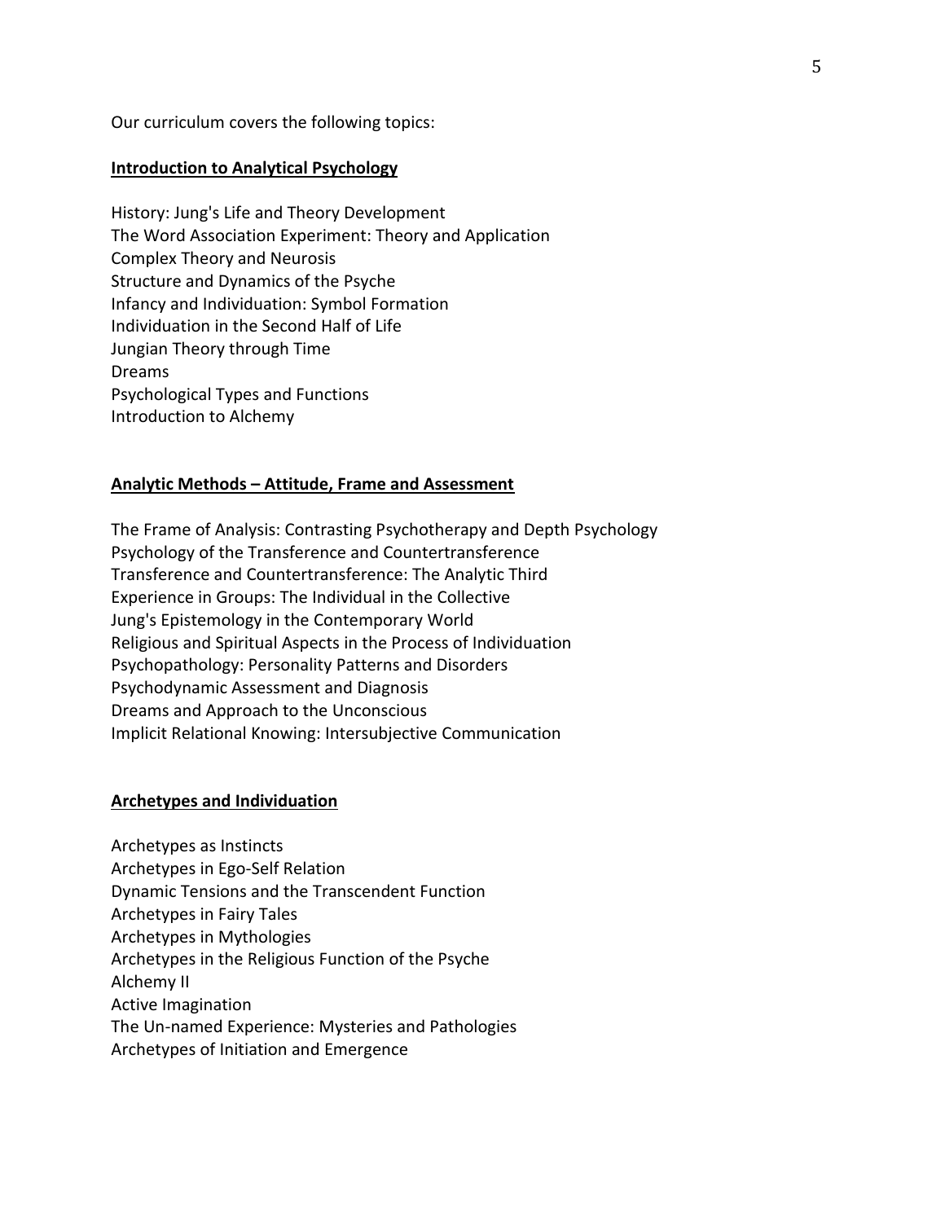Our curriculum covers the following topics:

**Introduction to Analytical Psychology**

History: Jung's Life and Theory Development
The Word Association Experiment: Theory and Application
Complex Theory and Neurosis
Structure and Dynamics of the Psyche
Infancy and Individuation: Symbol Formation
Individuation in the Second Half of Life
Jungian Theory through Time
Dreams
Psychological Types and Functions
Introduction to Alchemy

**Analytic Methods – Attitude, Frame and Assessment**

The Frame of Analysis: Contrasting Psychotherapy and Depth Psychology
Psychology of the Transference and Countertransference
Transference and Countertransference: The Analytic Third
Experience in Groups: The Individual in the Collective
Jung's Epistemology in the Contemporary World
Religious and Spiritual Aspects in the Process of Individuation
Psychopathology: Personality Patterns and Disorders
Psychodynamic Assessment and Diagnosis
Dreams and Approach to the Unconscious
Implicit Relational Knowing: Intersubjective Communication

**Archetypes and Individuation**

Archetypes as Instincts
Archetypes in Ego-Self Relation
Dynamic Tensions and the Transcendent Function
Archetypes in Fairy Tales
Archetypes in Mythologies
Archetypes in the Religious Function of the Psyche
Alchemy II
Active Imagination
The Un-named Experience: Mysteries and Pathologies
Archetypes of Initiation and Emergence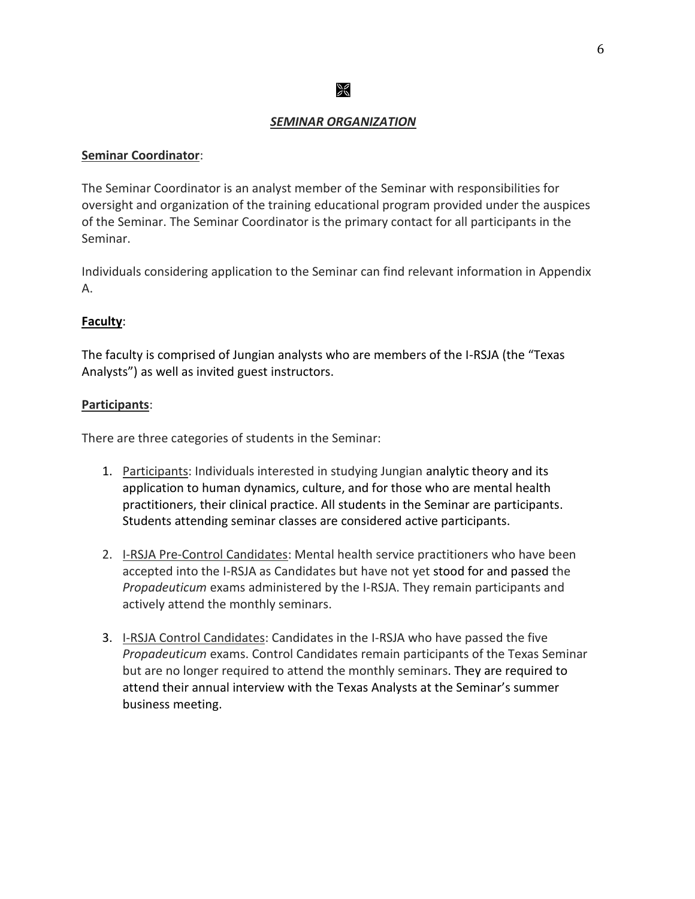## *SEMINAR ORGANIZATION*

**Seminar Coordinator**:

The Seminar Coordinator is an analyst member of the Seminar with responsibilities for oversight and organization of the training educational program provided under the auspices of the Seminar. The Seminar Coordinator is the primary contact for all participants in the Seminar.

Individuals considering application to the Seminar can find relevant information in Appendix A.

**Faculty**:

The faculty is comprised of Jungian analysts who are members of the I-RSJA (the "Texas Analysts") as well as invited guest instructors.

**Participants**:

There are three categories of students in the Seminar:

1. Participants: Individuals interested in studying Jungian analytic theory and its application to human dynamics, culture, and for those who are mental health practitioners, their clinical practice. All students in the Seminar are participants. Students attending seminar classes are considered active participants.

2. I-RSJA Pre-Control Candidates: Mental health service practitioners who have been accepted into the I-RSJA as Candidates but have not yet stood for and passed the *Propadeuticum* exams administered by the I-RSJA. They remain participants and actively attend the monthly seminars.

3. I-RSJA Control Candidates: Candidates in the I-RSJA who have passed the five *Propadeuticum* exams. Control Candidates remain participants of the Texas Seminar but are no longer required to attend the monthly seminars. They are required to attend their annual interview with the Texas Analysts at the Seminar's summer business meeting.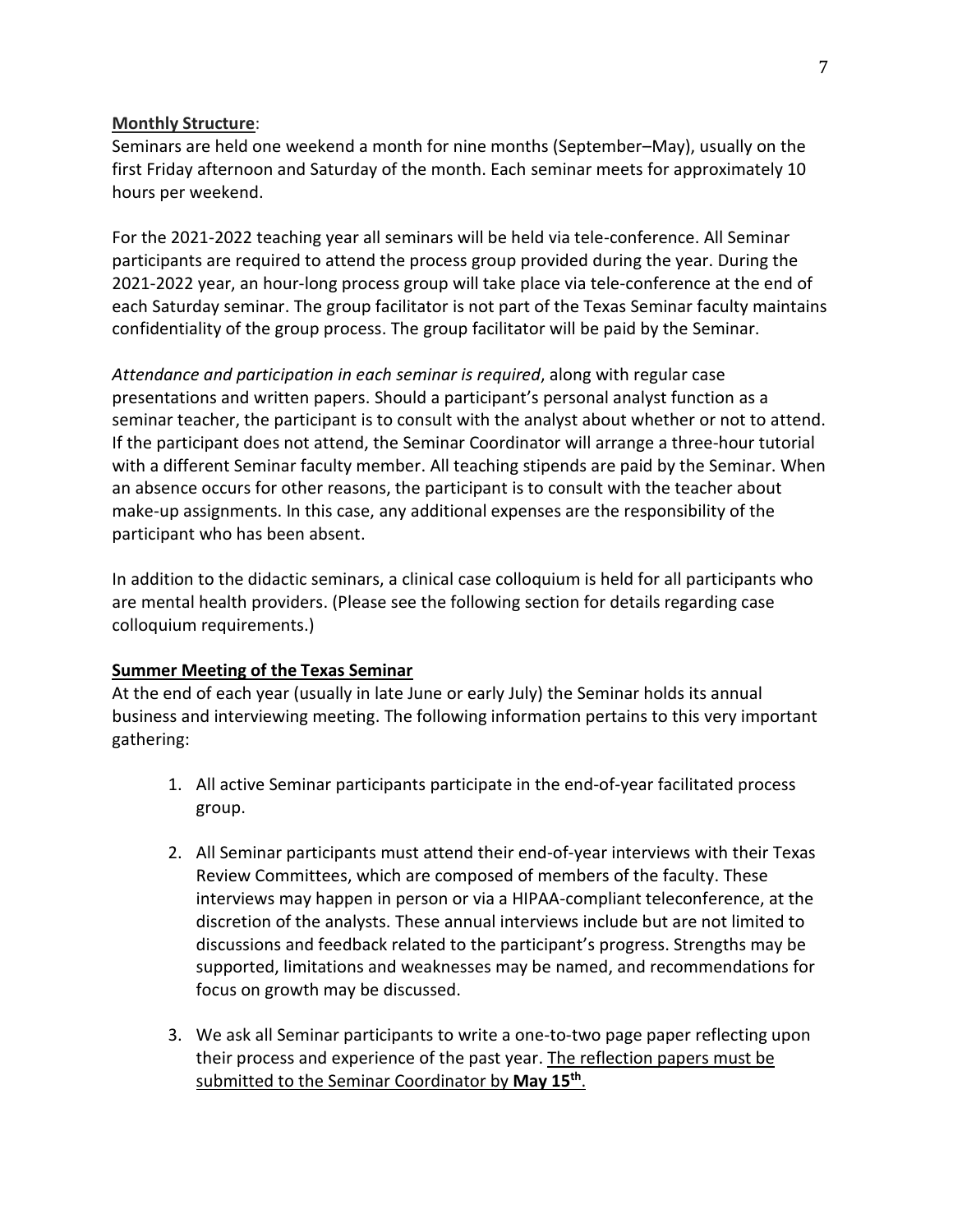**Monthly Structure**:

Seminars are held one weekend a month for nine months (September–May), usually on the first Friday afternoon and Saturday of the month. Each seminar meets for approximately 10 hours per weekend.

For the 2021-2022 teaching year all seminars will be held via tele-conference. All Seminar participants are required to attend the process group provided during the year. During the 2021-2022 year, an hour-long process group will take place via tele-conference at the end of each Saturday seminar. The group facilitator is not part of the Texas Seminar faculty maintains confidentiality of the group process. The group facilitator will be paid by the Seminar.

*Attendance and participation in each seminar is required*, along with regular case presentations and written papers. Should a participant's personal analyst function as a seminar teacher, the participant is to consult with the analyst about whether or not to attend. If the participant does not attend, the Seminar Coordinator will arrange a three-hour tutorial with a different Seminar faculty member. All teaching stipends are paid by the Seminar. When an absence occurs for other reasons, the participant is to consult with the teacher about make-up assignments. In this case, any additional expenses are the responsibility of the participant who has been absent.

In addition to the didactic seminars, a clinical case colloquium is held for all participants who are mental health providers. (Please see the following section for details regarding case colloquium requirements.)

**Summer Meeting of the Texas Seminar**

At the end of each year (usually in late June or early July) the Seminar holds its annual business and interviewing meeting. The following information pertains to this very important gathering:

1. All active Seminar participants participate in the end-of-year facilitated process group.

2. All Seminar participants must attend their end-of-year interviews with their Texas Review Committees, which are composed of members of the faculty. These interviews may happen in person or via a HIPAA-compliant teleconference, at the discretion of the analysts. These annual interviews include but are not limited to discussions and feedback related to the participant's progress. Strengths may be supported, limitations and weaknesses may be named, and recommendations for focus on growth may be discussed.

3. We ask all Seminar participants to write a one-to-two page paper reflecting upon their process and experience of the past year. The reflection papers must be submitted to the Seminar Coordinator by **May 15th**.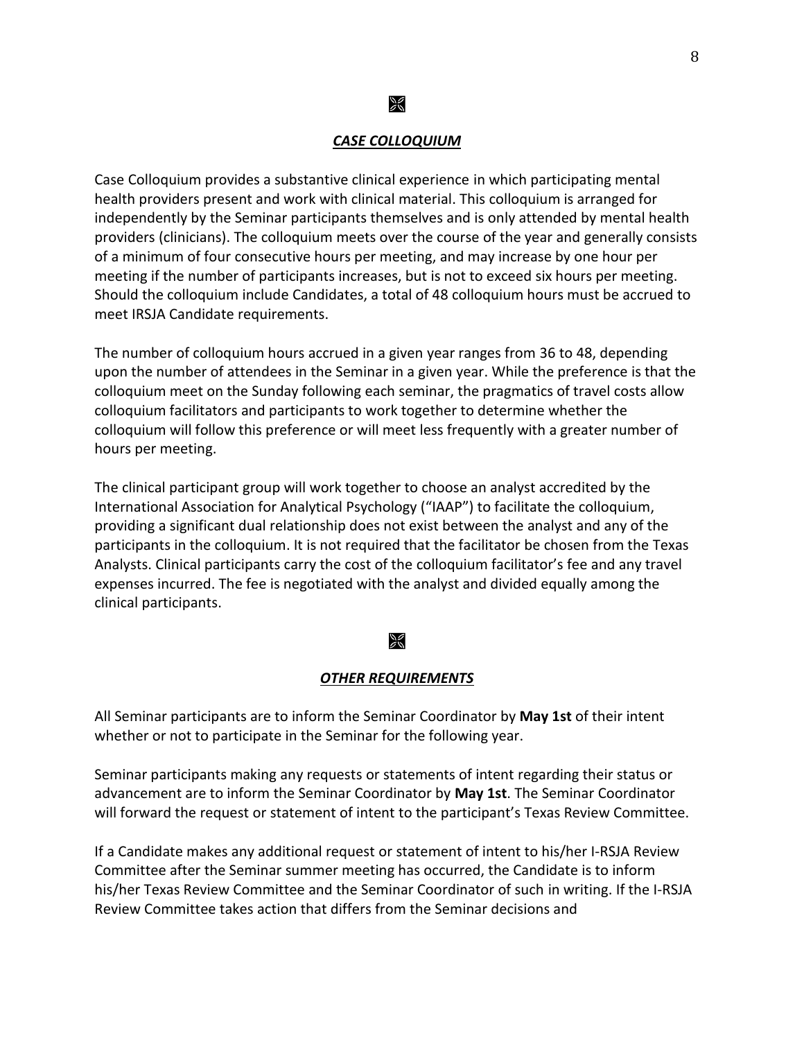## ***CASE COLLOQUIUM***

Case Colloquium provides a substantive clinical experience in which participating mental health providers present and work with clinical material. This colloquium is arranged for independently by the Seminar participants themselves and is only attended by mental health providers (clinicians). The colloquium meets over the course of the year and generally consists of a minimum of four consecutive hours per meeting, and may increase by one hour per meeting if the number of participants increases, but is not to exceed six hours per meeting. Should the colloquium include Candidates, a total of 48 colloquium hours must be accrued to meet IRSJA Candidate requirements.

The number of colloquium hours accrued in a given year ranges from 36 to 48, depending upon the number of attendees in the Seminar in a given year. While the preference is that the colloquium meet on the Sunday following each seminar, the pragmatics of travel costs allow colloquium facilitators and participants to work together to determine whether the colloquium will follow this preference or will meet less frequently with a greater number of hours per meeting.

The clinical participant group will work together to choose an analyst accredited by the International Association for Analytical Psychology ("IAAP") to facilitate the colloquium, providing a significant dual relationship does not exist between the analyst and any of the participants in the colloquium. It is not required that the facilitator be chosen from the Texas Analysts. Clinical participants carry the cost of the colloquium facilitator's fee and any travel expenses incurred. The fee is negotiated with the analyst and divided equally among the clinical participants.

## ***OTHER REQUIREMENTS***

All Seminar participants are to inform the Seminar Coordinator by **May 1st** of their intent whether or not to participate in the Seminar for the following year.

Seminar participants making any requests or statements of intent regarding their status or advancement are to inform the Seminar Coordinator by **May 1st**. The Seminar Coordinator will forward the request or statement of intent to the participant's Texas Review Committee.

If a Candidate makes any additional request or statement of intent to his/her I-RSJA Review Committee after the Seminar summer meeting has occurred, the Candidate is to inform his/her Texas Review Committee and the Seminar Coordinator of such in writing. If the I-RSJA Review Committee takes action that differs from the Seminar decisions and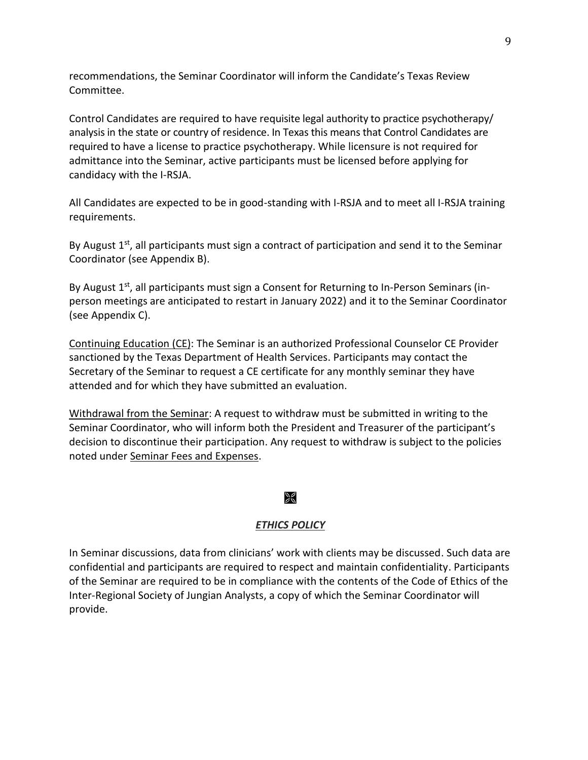recommendations, the Seminar Coordinator will inform the Candidate's Texas Review Committee.

Control Candidates are required to have requisite legal authority to practice psychotherapy/ analysis in the state or country of residence. In Texas this means that Control Candidates are required to have a license to practice psychotherapy. While licensure is not required for admittance into the Seminar, active participants must be licensed before applying for candidacy with the I-RSJA.

All Candidates are expected to be in good-standing with I-RSJA and to meet all I-RSJA training requirements.

By August 1st, all participants must sign a contract of participation and send it to the Seminar Coordinator (see Appendix B).

By August 1st, all participants must sign a Consent for Returning to In-Person Seminars (in-person meetings are anticipated to restart in January 2022) and it to the Seminar Coordinator (see Appendix C).

<u>Continuing Education (CE)</u>: The Seminar is an authorized Professional Counselor CE Provider sanctioned by the Texas Department of Health Services. Participants may contact the Secretary of the Seminar to request a CE certificate for any monthly seminar they have attended and for which they have submitted an evaluation.

<u>Withdrawal from the Seminar</u>: A request to withdraw must be submitted in writing to the Seminar Coordinator, who will inform both the President and Treasurer of the participant's decision to discontinue their participation. Any request to withdraw is subject to the policies noted under <u>Seminar Fees and Expenses</u>.

## ***<u>ETHICS POLICY</u>***

In Seminar discussions, data from clinicians' work with clients may be discussed. Such data are confidential and participants are required to respect and maintain confidentiality. Participants of the Seminar are required to be in compliance with the contents of the Code of Ethics of the Inter-Regional Society of Jungian Analysts, a copy of which the Seminar Coordinator will provide.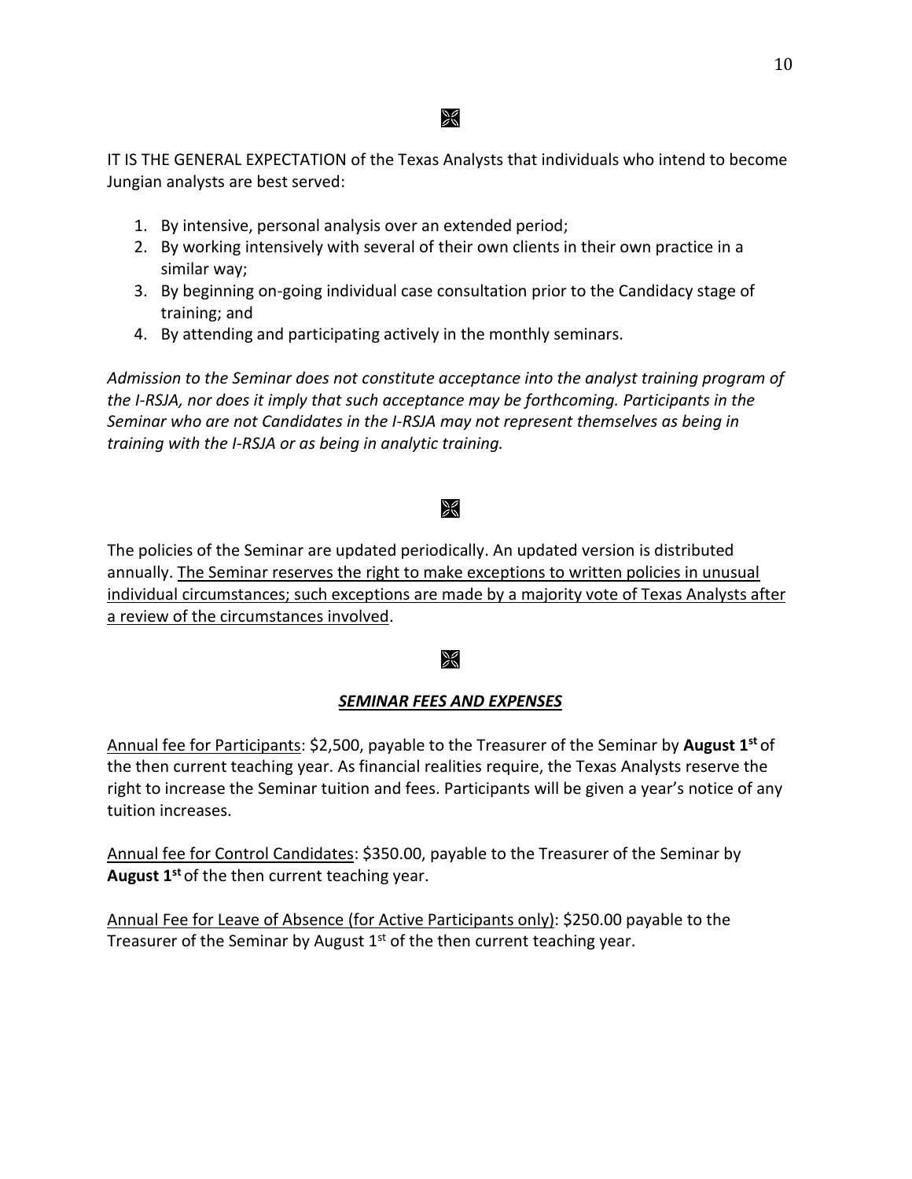⌘

IT IS THE GENERAL EXPECTATION of the Texas Analysts that individuals who intend to become Jungian analysts are best served:

1. By intensive, personal analysis over an extended period;
2. By working intensively with several of their own clients in their own practice in a similar way;
3. By beginning on-going individual case consultation prior to the Candidacy stage of training; and
4. By attending and participating actively in the monthly seminars.

*Admission to the Seminar does not constitute acceptance into the analyst training program of the I-RSJA, nor does it imply that such acceptance may be forthcoming. Participants in the Seminar who are not Candidates in the I-RSJA may not represent themselves as being in training with the I-RSJA or as being in analytic training.*

⌘

The policies of the Seminar are updated periodically. An updated version is distributed annually. <u>The Seminar reserves the right to make exceptions to written policies in unusual individual circumstances; such exceptions are made by a majority vote of Texas Analysts after a review of the circumstances involved</u>.

⌘

## ***<u>SEMINAR FEES AND EXPENSES</u>***

<u>Annual fee for Participants</u>: $2,500, payable to the Treasurer of the Seminar by **August 1st** of the then current teaching year. As financial realities require, the Texas Analysts reserve the right to increase the Seminar tuition and fees. Participants will be given a year's notice of any tuition increases.

<u>Annual fee for Control Candidates</u>: $350.00, payable to the Treasurer of the Seminar by **August 1st** of the then current teaching year.

<u>Annual Fee for Leave of Absence (for Active Participants only)</u>: $250.00 payable to the Treasurer of the Seminar by August 1st of the then current teaching year.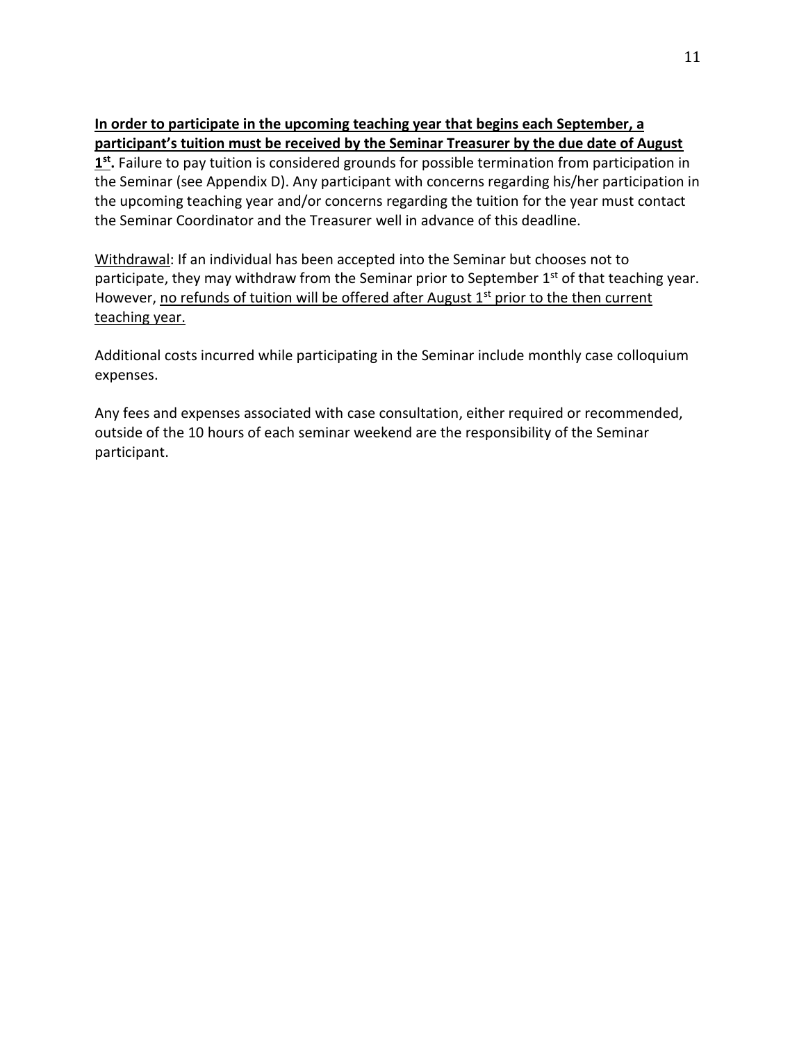**<u>In order to participate in the upcoming teaching year that begins each September, a participant's tuition must be received by the Seminar Treasurer by the due date of August 1st.</u>** Failure to pay tuition is considered grounds for possible termination from participation in the Seminar (see Appendix D). Any participant with concerns regarding his/her participation in the upcoming teaching year and/or concerns regarding the tuition for the year must contact the Seminar Coordinator and the Treasurer well in advance of this deadline.

<u>Withdrawal</u>: If an individual has been accepted into the Seminar but chooses not to participate, they may withdraw from the Seminar prior to September 1st of that teaching year. However, <u>no refunds of tuition will be offered after August 1st prior to the then current teaching year.</u>

Additional costs incurred while participating in the Seminar include monthly case colloquium expenses.

Any fees and expenses associated with case consultation, either required or recommended, outside of the 10 hours of each seminar weekend are the responsibility of the Seminar participant.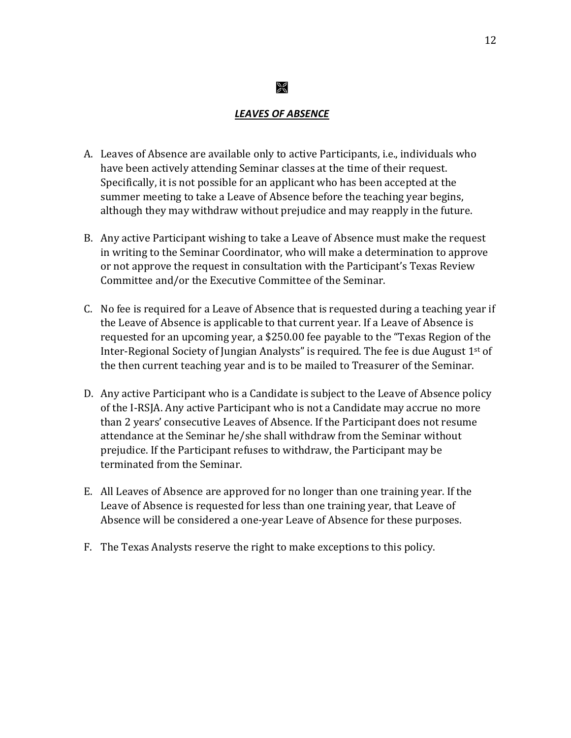## ***LEAVES OF ABSENCE***

A. Leaves of Absence are available only to active Participants, i.e., individuals who have been actively attending Seminar classes at the time of their request. Specifically, it is not possible for an applicant who has been accepted at the summer meeting to take a Leave of Absence before the teaching year begins, although they may withdraw without prejudice and may reapply in the future.

B. Any active Participant wishing to take a Leave of Absence must make the request in writing to the Seminar Coordinator, who will make a determination to approve or not approve the request in consultation with the Participant's Texas Review Committee and/or the Executive Committee of the Seminar.

C. No fee is required for a Leave of Absence that is requested during a teaching year if the Leave of Absence is applicable to that current year. If a Leave of Absence is requested for an upcoming year, a $250.00 fee payable to the "Texas Region of the Inter-Regional Society of Jungian Analysts" is required. The fee is due August 1st of the then current teaching year and is to be mailed to Treasurer of the Seminar.

D. Any active Participant who is a Candidate is subject to the Leave of Absence policy of the I-RSJA. Any active Participant who is not a Candidate may accrue no more than 2 years' consecutive Leaves of Absence. If the Participant does not resume attendance at the Seminar he/she shall withdraw from the Seminar without prejudice. If the Participant refuses to withdraw, the Participant may be terminated from the Seminar.

E. All Leaves of Absence are approved for no longer than one training year. If the Leave of Absence is requested for less than one training year, that Leave of Absence will be considered a one-year Leave of Absence for these purposes.

F. The Texas Analysts reserve the right to make exceptions to this policy.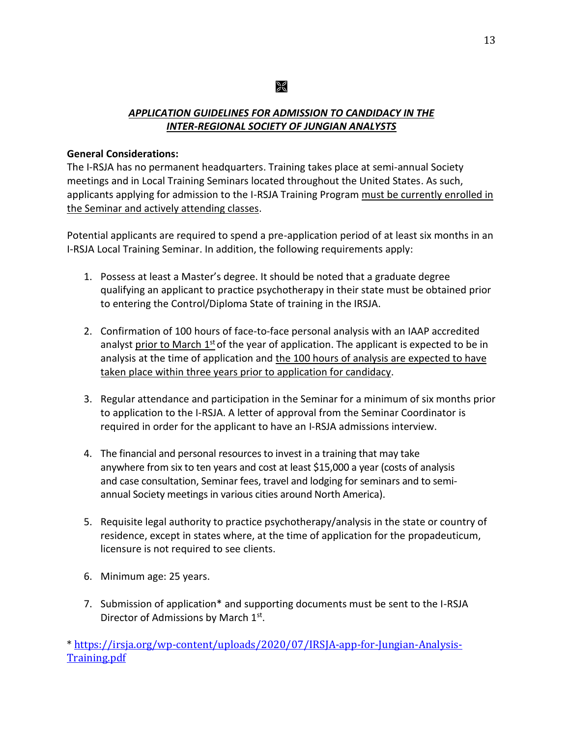## ***APPLICATION GUIDELINES FOR ADMISSION TO CANDIDACY IN THE INTER-REGIONAL SOCIETY OF JUNGIAN ANALYSTS***

**General Considerations:**
The I-RSJA has no permanent headquarters. Training takes place at semi-annual Society meetings and in Local Training Seminars located throughout the United States. As such, applicants applying for admission to the I-RSJA Training Program must be currently enrolled in the Seminar and actively attending classes.

Potential applicants are required to spend a pre-application period of at least six months in an I-RSJA Local Training Seminar. In addition, the following requirements apply:

1. Possess at least a Master's degree. It should be noted that a graduate degree qualifying an applicant to practice psychotherapy in their state must be obtained prior to entering the Control/Diploma State of training in the IRSJA.

2. Confirmation of 100 hours of face-to-face personal analysis with an IAAP accredited analyst prior to March 1st of the year of application. The applicant is expected to be in analysis at the time of application and the 100 hours of analysis are expected to have taken place within three years prior to application for candidacy.

3. Regular attendance and participation in the Seminar for a minimum of six months prior to application to the I-RSJA. A letter of approval from the Seminar Coordinator is required in order for the applicant to have an I-RSJA admissions interview.

4. The financial and personal resources to invest in a training that may take anywhere from six to ten years and cost at least $15,000 a year (costs of analysis and case consultation, Seminar fees, travel and lodging for seminars and to semi-annual Society meetings in various cities around North America).

5. Requisite legal authority to practice psychotherapy/analysis in the state or country of residence, except in states where, at the time of application for the propadeuticum, licensure is not required to see clients.

6. Minimum age: 25 years.

7. Submission of application* and supporting documents must be sent to the I-RSJA Director of Admissions by March 1st.

* https://irsja.org/wp-content/uploads/2020/07/IRSJA-app-for-Jungian-Analysis-Training.pdf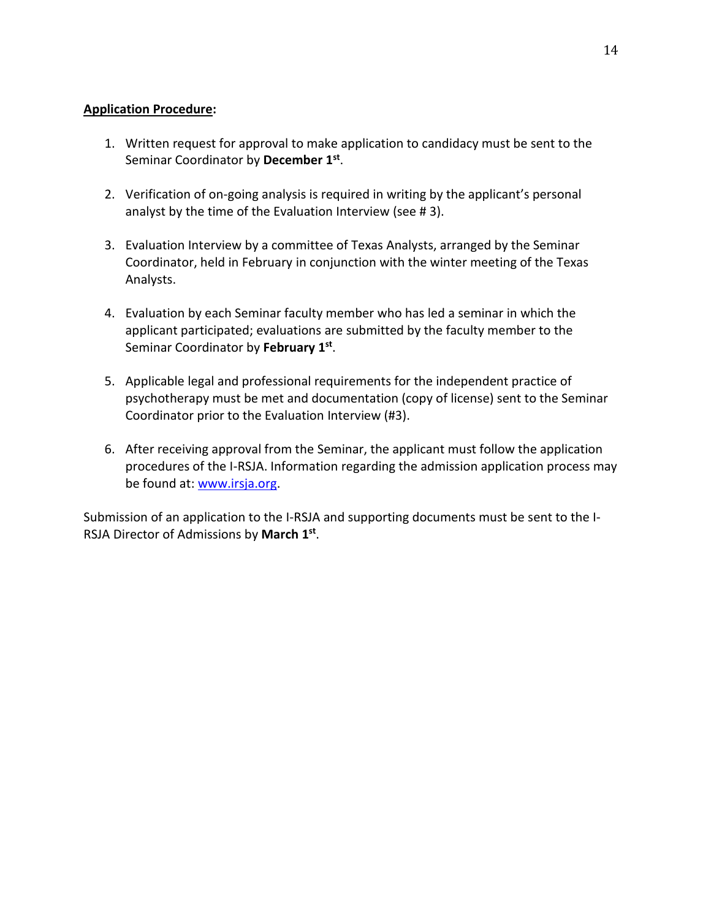**Application Procedure:**

1. Written request for approval to make application to candidacy must be sent to the Seminar Coordinator by **December 1st**.

2. Verification of on-going analysis is required in writing by the applicant's personal analyst by the time of the Evaluation Interview (see # 3).

3. Evaluation Interview by a committee of Texas Analysts, arranged by the Seminar Coordinator, held in February in conjunction with the winter meeting of the Texas Analysts.

4. Evaluation by each Seminar faculty member who has led a seminar in which the applicant participated; evaluations are submitted by the faculty member to the Seminar Coordinator by **February 1st**.

5. Applicable legal and professional requirements for the independent practice of psychotherapy must be met and documentation (copy of license) sent to the Seminar Coordinator prior to the Evaluation Interview (#3).

6. After receiving approval from the Seminar, the applicant must follow the application procedures of the I-RSJA. Information regarding the admission application process may be found at: [www.irsja.org](http://www.irsja.org).

Submission of an application to the I-RSJA and supporting documents must be sent to the I-RSJA Director of Admissions by **March 1st**.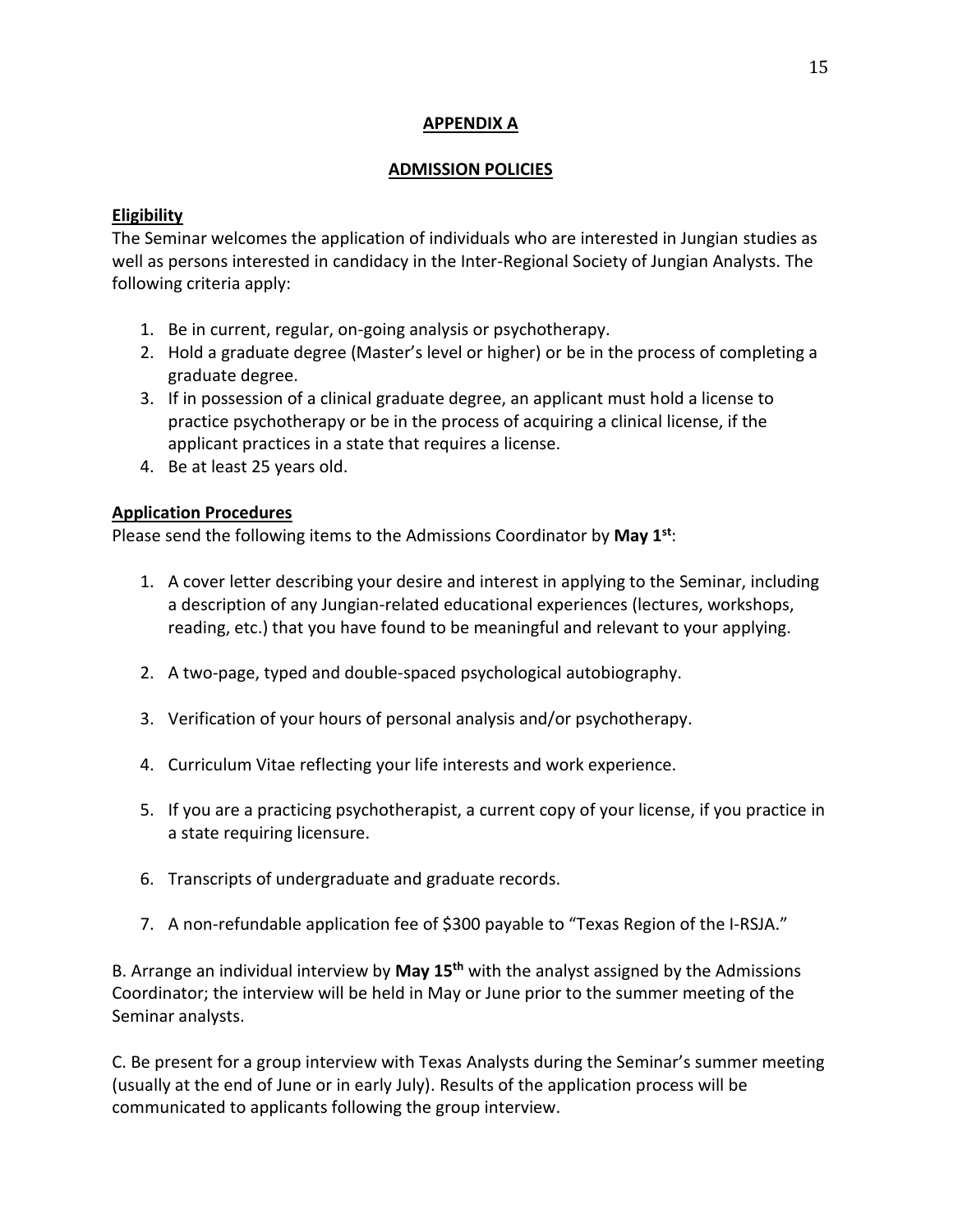## APPENDIX A

## ADMISSION POLICIES

### Eligibility

The Seminar welcomes the application of individuals who are interested in Jungian studies as well as persons interested in candidacy in the Inter-Regional Society of Jungian Analysts. The following criteria apply:

1. Be in current, regular, on-going analysis or psychotherapy.
2. Hold a graduate degree (Master's level or higher) or be in the process of completing a graduate degree.
3. If in possession of a clinical graduate degree, an applicant must hold a license to practice psychotherapy or be in the process of acquiring a clinical license, if the applicant practices in a state that requires a license.
4. Be at least 25 years old.

### Application Procedures

Please send the following items to the Admissions Coordinator by **May 1st**:

1. A cover letter describing your desire and interest in applying to the Seminar, including a description of any Jungian-related educational experiences (lectures, workshops, reading, etc.) that you have found to be meaningful and relevant to your applying.

2. A two-page, typed and double-spaced psychological autobiography.

3. Verification of your hours of personal analysis and/or psychotherapy.

4. Curriculum Vitae reflecting your life interests and work experience.

5. If you are a practicing psychotherapist, a current copy of your license, if you practice in a state requiring licensure.

6. Transcripts of undergraduate and graduate records.

7. A non-refundable application fee of $300 payable to "Texas Region of the I-RSJA."

B. Arrange an individual interview by **May 15th** with the analyst assigned by the Admissions Coordinator; the interview will be held in May or June prior to the summer meeting of the Seminar analysts.

C. Be present for a group interview with Texas Analysts during the Seminar's summer meeting (usually at the end of June or in early July). Results of the application process will be communicated to applicants following the group interview.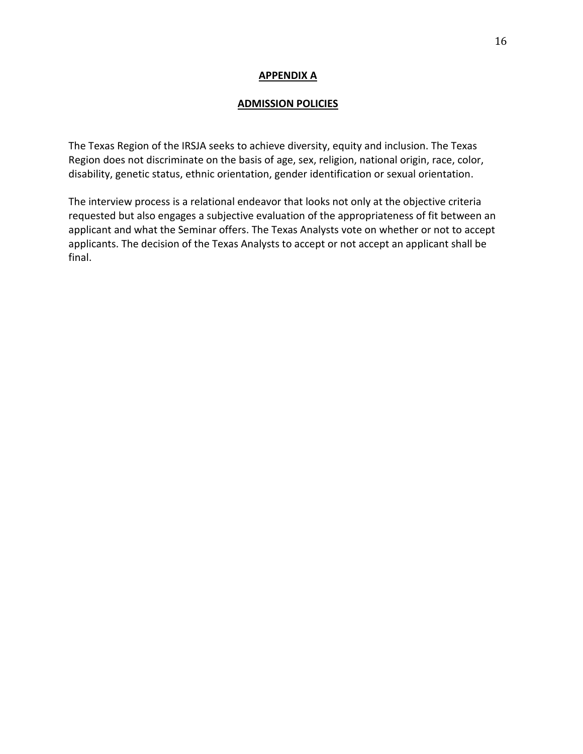## APPENDIX A

## ADMISSION POLICIES

The Texas Region of the IRSJA seeks to achieve diversity, equity and inclusion. The Texas Region does not discriminate on the basis of age, sex, religion, national origin, race, color, disability, genetic status, ethnic orientation, gender identification or sexual orientation.

The interview process is a relational endeavor that looks not only at the objective criteria requested but also engages a subjective evaluation of the appropriateness of fit between an applicant and what the Seminar offers. The Texas Analysts vote on whether or not to accept applicants. The decision of the Texas Analysts to accept or not accept an applicant shall be final.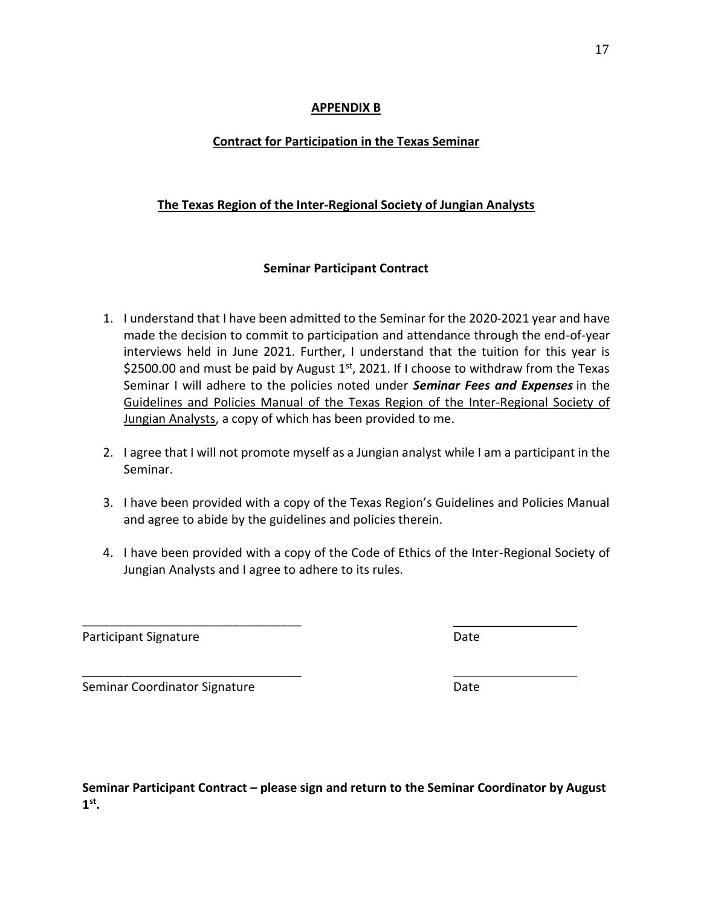**APPENDIX B**

**Contract for Participation in the Texas Seminar**

**The Texas Region of the Inter-Regional Society of Jungian Analysts**

**Seminar Participant Contract**

1. I understand that I have been admitted to the Seminar for the 2020-2021 year and have made the decision to commit to participation and attendance through the end-of-year interviews held in June 2021. Further, I understand that the tuition for this year is $2500.00 and must be paid by August 1st, 2021. If I choose to withdraw from the Texas Seminar I will adhere to the policies noted under ***Seminar Fees and Expenses*** in the Guidelines and Policies Manual of the Texas Region of the Inter-Regional Society of Jungian Analysts, a copy of which has been provided to me.

2. I agree that I will not promote myself as a Jungian analyst while I am a participant in the Seminar.

3. I have been provided with a copy of the Texas Region's Guidelines and Policies Manual and agree to abide by the guidelines and policies therein.

4. I have been provided with a copy of the Code of Ethics of the Inter-Regional Society of Jungian Analysts and I agree to adhere to its rules.

________________________________ ____________________

Participant Signature Date

________________________________ ____________________

Seminar Coordinator Signature Date

**Seminar Participant Contract – please sign and return to the Seminar Coordinator by August 1st.**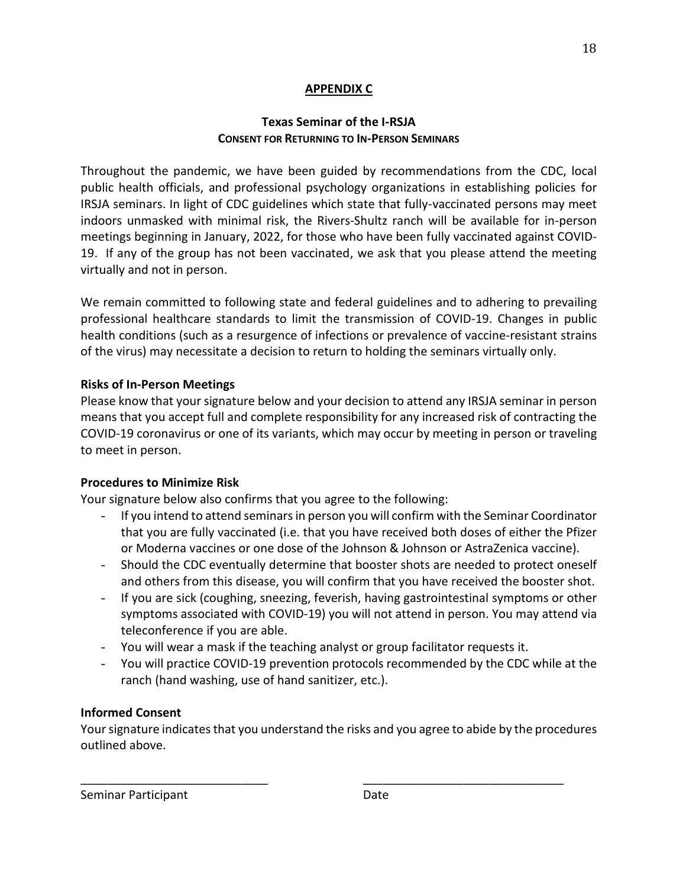## APPENDIX C

### Texas Seminar of the I-RSJA

**CONSENT FOR RETURNING TO IN-PERSON SEMINARS**

Throughout the pandemic, we have been guided by recommendations from the CDC, local public health officials, and professional psychology organizations in establishing policies for IRSJA seminars. In light of CDC guidelines which state that fully-vaccinated persons may meet indoors unmasked with minimal risk, the Rivers-Shultz ranch will be available for in-person meetings beginning in January, 2022, for those who have been fully vaccinated against COVID-19. If any of the group has not been vaccinated, we ask that you please attend the meeting virtually and not in person.

We remain committed to following state and federal guidelines and to adhering to prevailing professional healthcare standards to limit the transmission of COVID-19. Changes in public health conditions (such as a resurgence of infections or prevalence of vaccine-resistant strains of the virus) may necessitate a decision to return to holding the seminars virtually only.

**Risks of In-Person Meetings**

Please know that your signature below and your decision to attend any IRSJA seminar in person means that you accept full and complete responsibility for any increased risk of contracting the COVID-19 coronavirus or one of its variants, which may occur by meeting in person or traveling to meet in person.

**Procedures to Minimize Risk**

Your signature below also confirms that you agree to the following:

- If you intend to attend seminars in person you will confirm with the Seminar Coordinator that you are fully vaccinated (i.e. that you have received both doses of either the Pfizer or Moderna vaccines or one dose of the Johnson & Johnson or AstraZenica vaccine).
- Should the CDC eventually determine that booster shots are needed to protect oneself and others from this disease, you will confirm that you have received the booster shot.
- If you are sick (coughing, sneezing, feverish, having gastrointestinal symptoms or other symptoms associated with COVID-19) you will not attend in person. You may attend via teleconference if you are able.
- You will wear a mask if the teaching analyst or group facilitator requests it.
- You will practice COVID-19 prevention protocols recommended by the CDC while at the ranch (hand washing, use of hand sanitizer, etc.).

**Informed Consent**

Your signature indicates that you understand the risks and you agree to abide by the procedures outlined above.

| _____________________________ | _______________________________ |
|---|---|
| Seminar Participant | Date |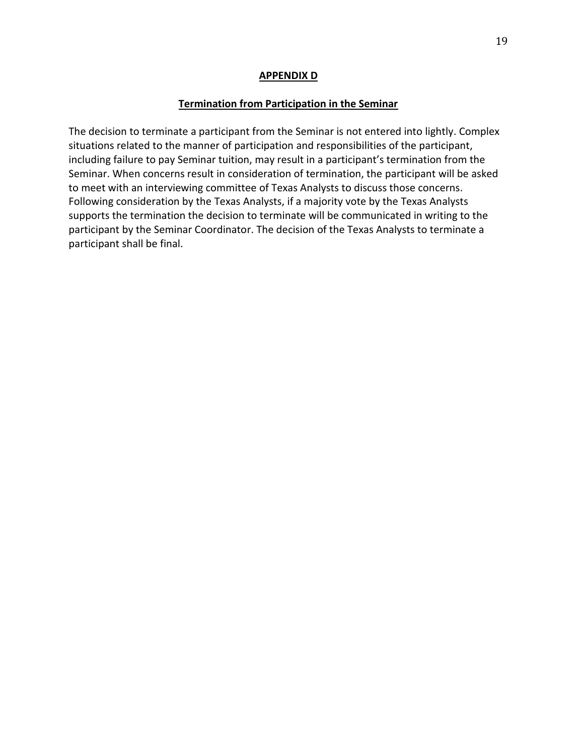## APPENDIX D

### Termination from Participation in the Seminar

The decision to terminate a participant from the Seminar is not entered into lightly. Complex situations related to the manner of participation and responsibilities of the participant, including failure to pay Seminar tuition, may result in a participant's termination from the Seminar. When concerns result in consideration of termination, the participant will be asked to meet with an interviewing committee of Texas Analysts to discuss those concerns. Following consideration by the Texas Analysts, if a majority vote by the Texas Analysts supports the termination the decision to terminate will be communicated in writing to the participant by the Seminar Coordinator. The decision of the Texas Analysts to terminate a participant shall be final.